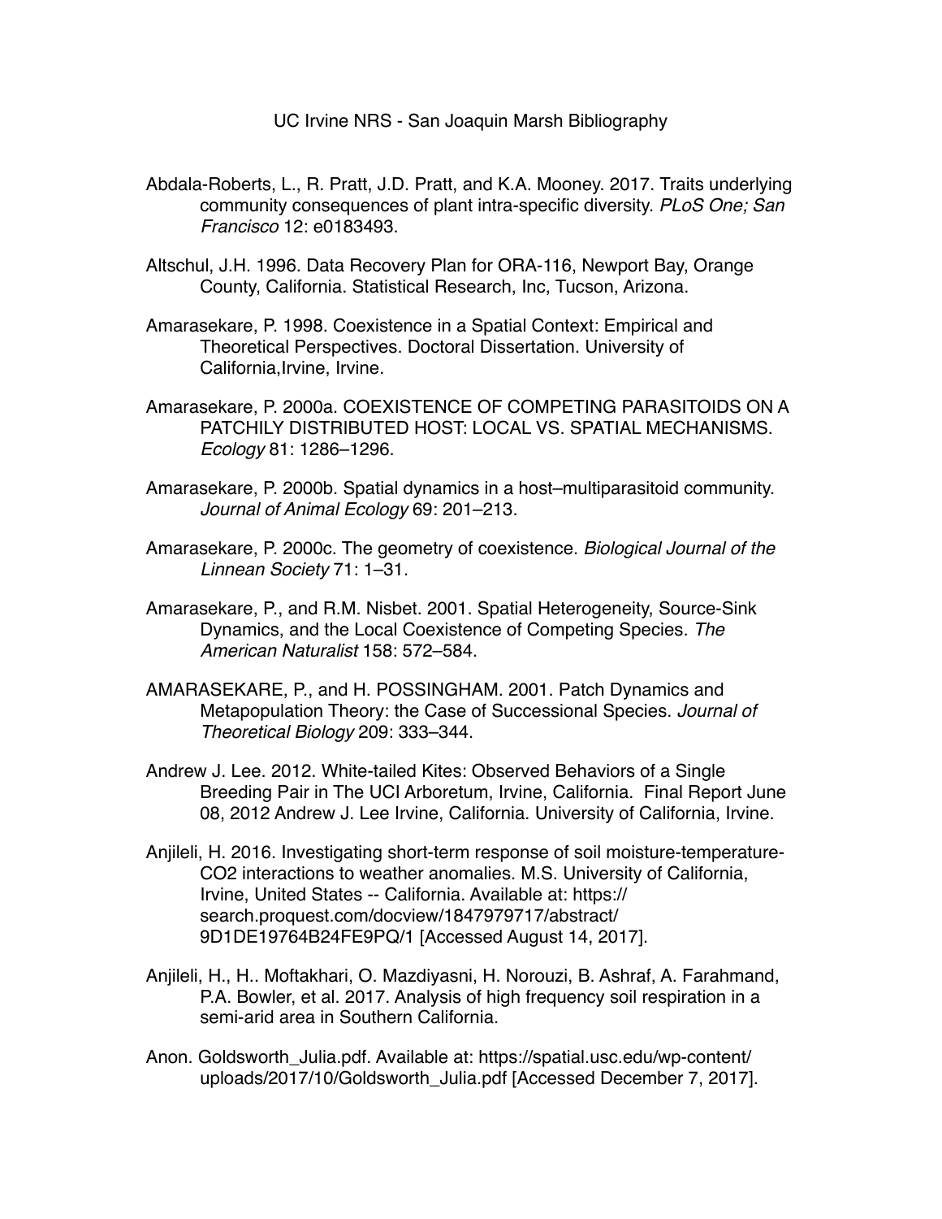# UC Irvine NRS - San Joaquin Marsh Bibliography

Abdala-Roberts, L., R. Pratt, J.D. Pratt, and K.A. Mooney. 2017. Traits underlying community consequences of plant intra-specific diversity. *PLoS One; San Francisco* 12: e0183493.

Altschul, J.H. 1996. Data Recovery Plan for ORA-116, Newport Bay, Orange County, California. Statistical Research, Inc, Tucson, Arizona.

Amarasekare, P. 1998. Coexistence in a Spatial Context: Empirical and Theoretical Perspectives. Doctoral Dissertation. University of California,Irvine, Irvine.

Amarasekare, P. 2000a. COEXISTENCE OF COMPETING PARASITOIDS ON A PATCHILY DISTRIBUTED HOST: LOCAL VS. SPATIAL MECHANISMS. *Ecology* 81: 1286–1296.

Amarasekare, P. 2000b. Spatial dynamics in a host–multiparasitoid community. *Journal of Animal Ecology* 69: 201–213.

Amarasekare, P. 2000c. The geometry of coexistence. *Biological Journal of the Linnean Society* 71: 1–31.

Amarasekare, P., and R.M. Nisbet. 2001. Spatial Heterogeneity, Source-Sink Dynamics, and the Local Coexistence of Competing Species. *The American Naturalist* 158: 572–584.

AMARASEKARE, P., and H. POSSINGHAM. 2001. Patch Dynamics and Metapopulation Theory: the Case of Successional Species. *Journal of Theoretical Biology* 209: 333–344.

Andrew J. Lee. 2012. White-tailed Kites: Observed Behaviors of a Single Breeding Pair in The UCI Arboretum, Irvine, California. Final Report June 08, 2012 Andrew J. Lee Irvine, California. University of California, Irvine.

Anjileli, H. 2016. Investigating short-term response of soil moisture-temperature-CO2 interactions to weather anomalies. M.S. University of California, Irvine, United States -- California. Available at: https://search.proquest.com/docview/1847979717/abstract/9D1DE19764B24FE9PQ/1 [Accessed August 14, 2017].

Anjileli, H., H.. Moftakhari, O. Mazdiyasni, H. Norouzi, B. Ashraf, A. Farahmand, P.A. Bowler, et al. 2017. Analysis of high frequency soil respiration in a semi-arid area in Southern California.

Anon. Goldsworth_Julia.pdf. Available at: https://spatial.usc.edu/wp-content/uploads/2017/10/Goldsworth_Julia.pdf [Accessed December 7, 2017].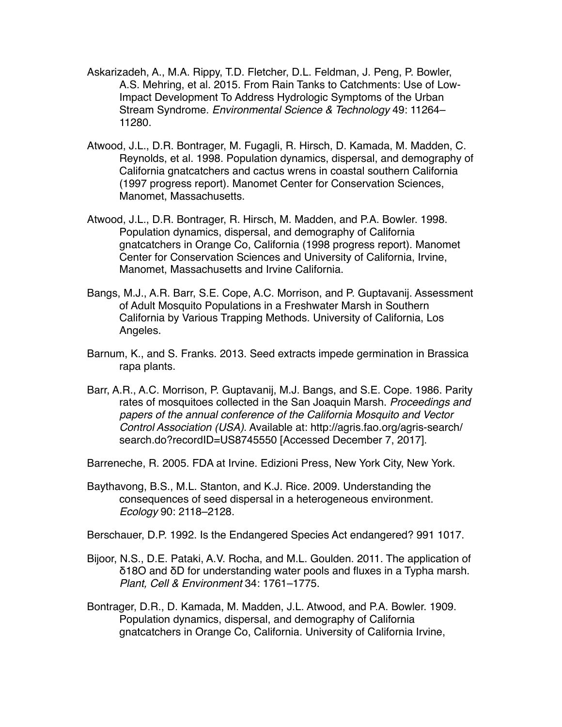Askarizadeh, A., M.A. Rippy, T.D. Fletcher, D.L. Feldman, J. Peng, P. Bowler, A.S. Mehring, et al. 2015. From Rain Tanks to Catchments: Use of Low-Impact Development To Address Hydrologic Symptoms of the Urban Stream Syndrome. *Environmental Science & Technology* 49: 11264–11280.

Atwood, J.L., D.R. Bontrager, M. Fugagli, R. Hirsch, D. Kamada, M. Madden, C. Reynolds, et al. 1998. Population dynamics, dispersal, and demography of California gnatcatchers and cactus wrens in coastal southern California (1997 progress report). Manomet Center for Conservation Sciences, Manomet, Massachusetts.

Atwood, J.L., D.R. Bontrager, R. Hirsch, M. Madden, and P.A. Bowler. 1998. Population dynamics, dispersal, and demography of California gnatcatchers in Orange Co, California (1998 progress report). Manomet Center for Conservation Sciences and University of California, Irvine, Manomet, Massachusetts and Irvine California.

Bangs, M.J., A.R. Barr, S.E. Cope, A.C. Morrison, and P. Guptavanij. Assessment of Adult Mosquito Populations in a Freshwater Marsh in Southern California by Various Trapping Methods. University of California, Los Angeles.

Barnum, K., and S. Franks. 2013. Seed extracts impede germination in Brassica rapa plants.

Barr, A.R., A.C. Morrison, P. Guptavanij, M.J. Bangs, and S.E. Cope. 1986. Parity rates of mosquitoes collected in the San Joaquin Marsh. *Proceedings and papers of the annual conference of the California Mosquito and Vector Control Association (USA)*. Available at: http://agris.fao.org/agris-search/search.do?recordID=US8745550 [Accessed December 7, 2017].

Barreneche, R. 2005. FDA at Irvine. Edizioni Press, New York City, New York.

Baythavong, B.S., M.L. Stanton, and K.J. Rice. 2009. Understanding the consequences of seed dispersal in a heterogeneous environment. *Ecology* 90: 2118–2128.

Berschauer, D.P. 1992. Is the Endangered Species Act endangered? 991 1017.

Bijoor, N.S., D.E. Pataki, A.V. Rocha, and M.L. Goulden. 2011. The application of δ18O and δD for understanding water pools and fluxes in a Typha marsh. *Plant, Cell & Environment* 34: 1761–1775.

Bontrager, D.R., D. Kamada, M. Madden, J.L. Atwood, and P.A. Bowler. 1909. Population dynamics, dispersal, and demography of California gnatcatchers in Orange Co, California. University of California Irvine,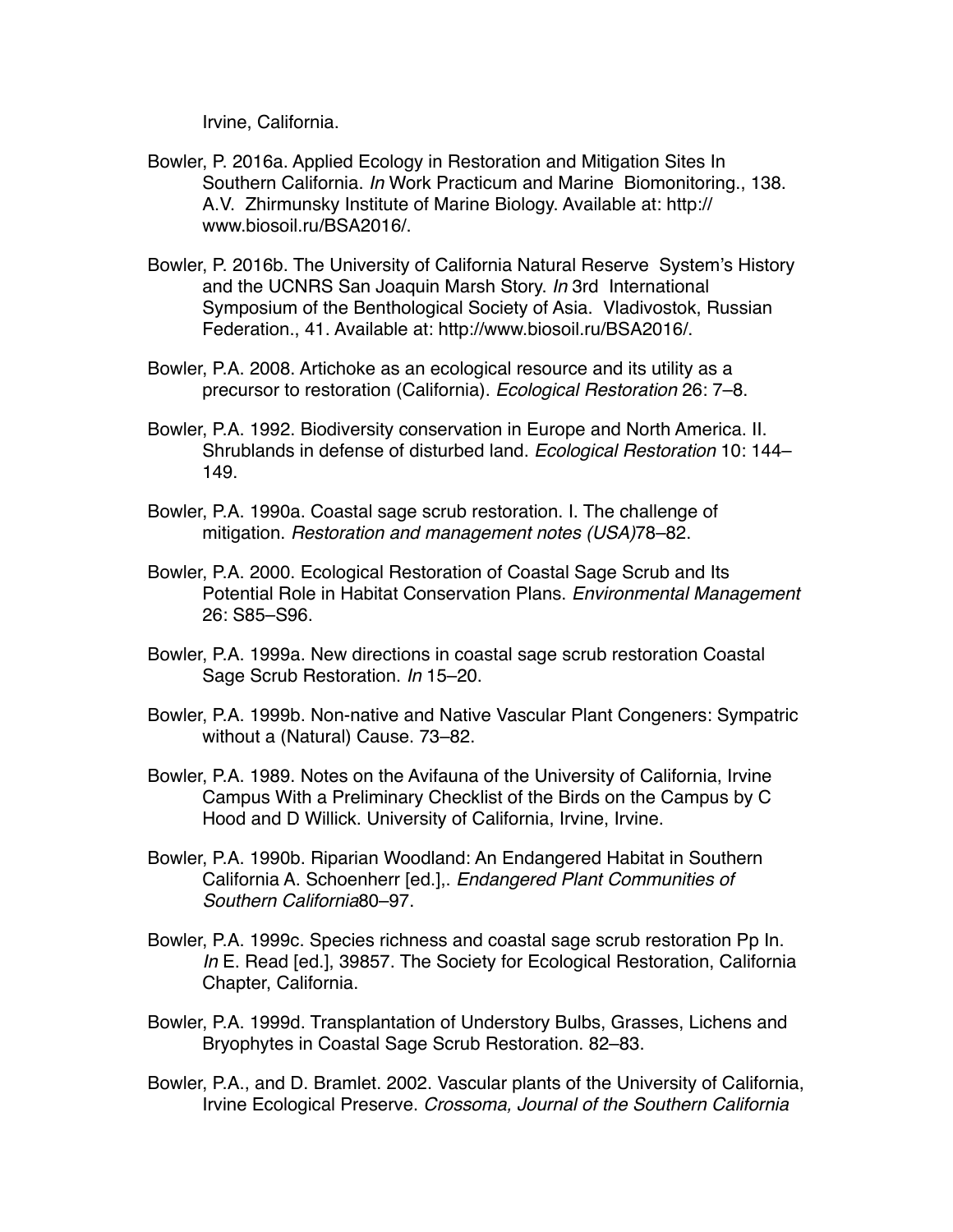Irvine, California.

Bowler, P. 2016a. Applied Ecology in Restoration and Mitigation Sites In Southern California. *In* Work Practicum and Marine Biomonitoring., 138. A.V. Zhirmunsky Institute of Marine Biology. Available at: http://www.biosoil.ru/BSA2016/.

Bowler, P. 2016b. The University of California Natural Reserve System's History and the UCNRS San Joaquin Marsh Story. *In* 3rd International Symposium of the Benthological Society of Asia. Vladivostok, Russian Federation., 41. Available at: http://www.biosoil.ru/BSA2016/.

Bowler, P.A. 2008. Artichoke as an ecological resource and its utility as a precursor to restoration (California). *Ecological Restoration* 26: 7–8.

Bowler, P.A. 1992. Biodiversity conservation in Europe and North America. II. Shrublands in defense of disturbed land. *Ecological Restoration* 10: 144–149.

Bowler, P.A. 1990a. Coastal sage scrub restoration. I. The challenge of mitigation. *Restoration and management notes (USA)*78–82.

Bowler, P.A. 2000. Ecological Restoration of Coastal Sage Scrub and Its Potential Role in Habitat Conservation Plans. *Environmental Management* 26: S85–S96.

Bowler, P.A. 1999a. New directions in coastal sage scrub restoration Coastal Sage Scrub Restoration. *In* 15–20.

Bowler, P.A. 1999b. Non-native and Native Vascular Plant Congeners: Sympatric without a (Natural) Cause. 73–82.

Bowler, P.A. 1989. Notes on the Avifauna of the University of California, Irvine Campus With a Preliminary Checklist of the Birds on the Campus by C Hood and D Willick. University of California, Irvine, Irvine.

Bowler, P.A. 1990b. Riparian Woodland: An Endangered Habitat in Southern California A. Schoenherr [ed.],. *Endangered Plant Communities of Southern California*80–97.

Bowler, P.A. 1999c. Species richness and coastal sage scrub restoration Pp In. *In* E. Read [ed.], 39857. The Society for Ecological Restoration, California Chapter, California.

Bowler, P.A. 1999d. Transplantation of Understory Bulbs, Grasses, Lichens and Bryophytes in Coastal Sage Scrub Restoration. 82–83.

Bowler, P.A., and D. Bramlet. 2002. Vascular plants of the University of California, Irvine Ecological Preserve. *Crossoma, Journal of the Southern California*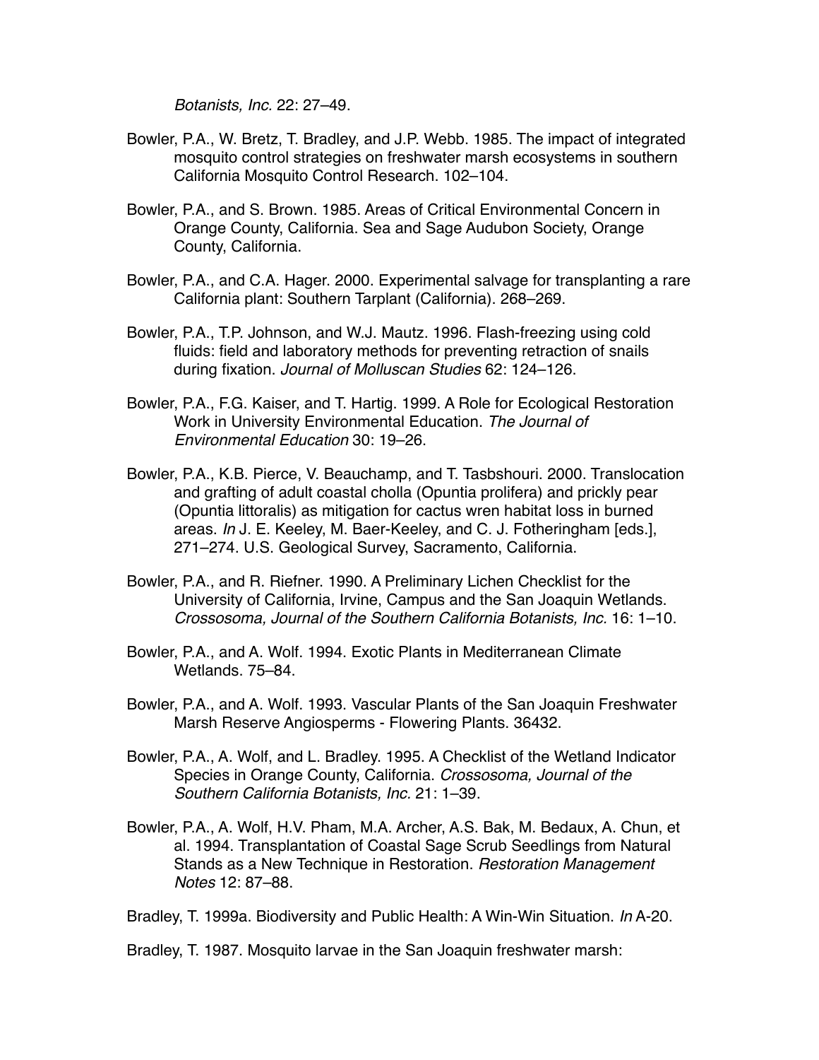*Botanists, Inc.* 22: 27–49.

Bowler, P.A., W. Bretz, T. Bradley, and J.P. Webb. 1985. The impact of integrated mosquito control strategies on freshwater marsh ecosystems in southern California Mosquito Control Research. 102–104.

Bowler, P.A., and S. Brown. 1985. Areas of Critical Environmental Concern in Orange County, California. Sea and Sage Audubon Society, Orange County, California.

Bowler, P.A., and C.A. Hager. 2000. Experimental salvage for transplanting a rare California plant: Southern Tarplant (California). 268–269.

Bowler, P.A., T.P. Johnson, and W.J. Mautz. 1996. Flash-freezing using cold fluids: field and laboratory methods for preventing retraction of snails during fixation. *Journal of Molluscan Studies* 62: 124–126.

Bowler, P.A., F.G. Kaiser, and T. Hartig. 1999. A Role for Ecological Restoration Work in University Environmental Education. *The Journal of Environmental Education* 30: 19–26.

Bowler, P.A., K.B. Pierce, V. Beauchamp, and T. Tasbshouri. 2000. Translocation and grafting of adult coastal cholla (Opuntia prolifera) and prickly pear (Opuntia littoralis) as mitigation for cactus wren habitat loss in burned areas. *In* J. E. Keeley, M. Baer-Keeley, and C. J. Fotheringham [eds.], 271–274. U.S. Geological Survey, Sacramento, California.

Bowler, P.A., and R. Riefner. 1990. A Preliminary Lichen Checklist for the University of California, Irvine, Campus and the San Joaquin Wetlands. *Crossosoma, Journal of the Southern California Botanists, Inc.* 16: 1–10.

Bowler, P.A., and A. Wolf. 1994. Exotic Plants in Mediterranean Climate Wetlands. 75–84.

Bowler, P.A., and A. Wolf. 1993. Vascular Plants of the San Joaquin Freshwater Marsh Reserve Angiosperms - Flowering Plants. 36432.

Bowler, P.A., A. Wolf, and L. Bradley. 1995. A Checklist of the Wetland Indicator Species in Orange County, California. *Crossosoma, Journal of the Southern California Botanists, Inc.* 21: 1–39.

Bowler, P.A., A. Wolf, H.V. Pham, M.A. Archer, A.S. Bak, M. Bedaux, A. Chun, et al. 1994. Transplantation of Coastal Sage Scrub Seedlings from Natural Stands as a New Technique in Restoration. *Restoration Management Notes* 12: 87–88.

Bradley, T. 1999a. Biodiversity and Public Health: A Win-Win Situation. *In* A-20.

Bradley, T. 1987. Mosquito larvae in the San Joaquin freshwater marsh: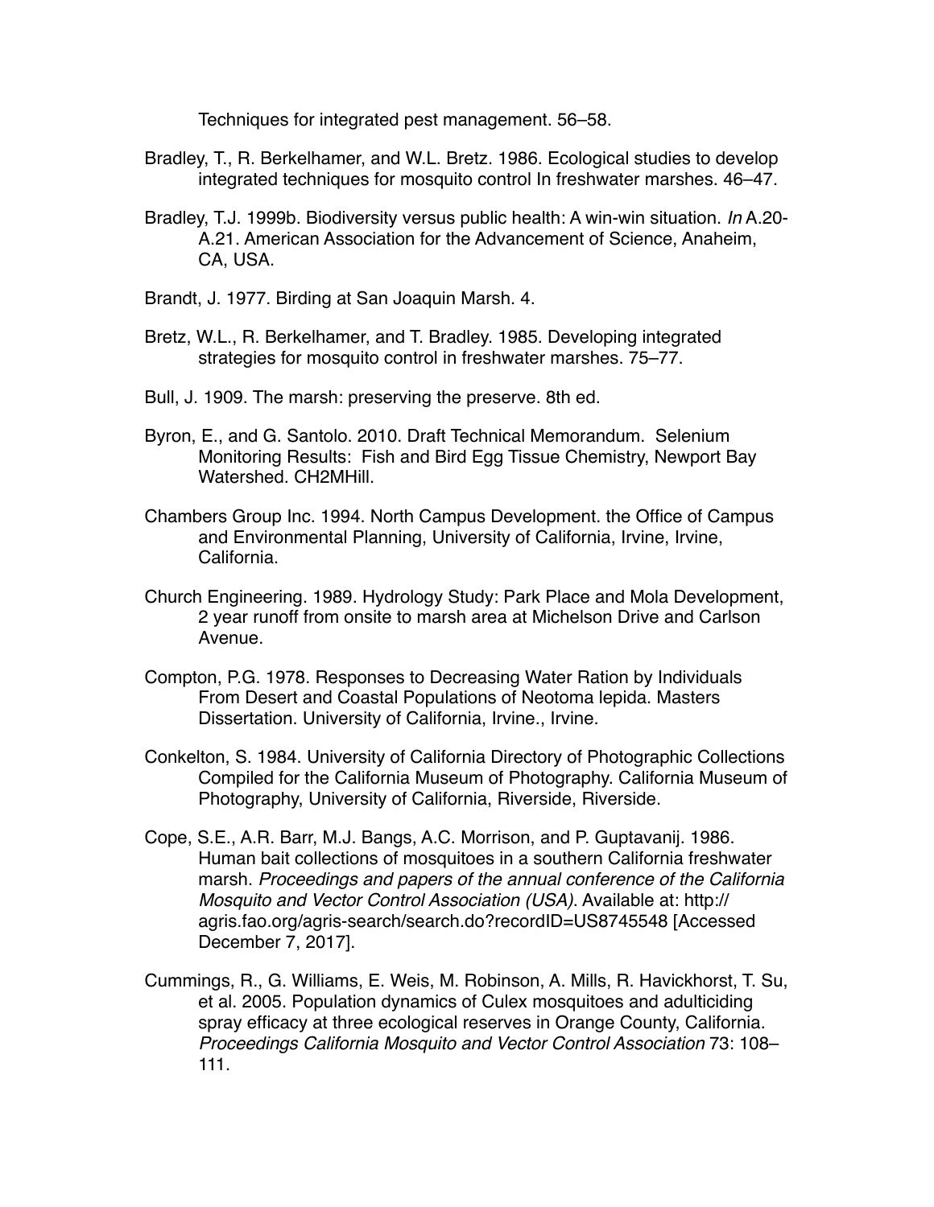Techniques for integrated pest management. 56–58.

Bradley, T., R. Berkelhamer, and W.L. Bretz. 1986. Ecological studies to develop integrated techniques for mosquito control In freshwater marshes. 46–47.

Bradley, T.J. 1999b. Biodiversity versus public health: A win-win situation. *In* A.20-A.21. American Association for the Advancement of Science, Anaheim, CA, USA.

Brandt, J. 1977. Birding at San Joaquin Marsh. 4.

Bretz, W.L., R. Berkelhamer, and T. Bradley. 1985. Developing integrated strategies for mosquito control in freshwater marshes. 75–77.

Bull, J. 1909. The marsh: preserving the preserve. 8th ed.

Byron, E., and G. Santolo. 2010. Draft Technical Memorandum. Selenium Monitoring Results: Fish and Bird Egg Tissue Chemistry, Newport Bay Watershed. CH2MHill.

Chambers Group Inc. 1994. North Campus Development. the Office of Campus and Environmental Planning, University of California, Irvine, Irvine, California.

Church Engineering. 1989. Hydrology Study: Park Place and Mola Development, 2 year runoff from onsite to marsh area at Michelson Drive and Carlson Avenue.

Compton, P.G. 1978. Responses to Decreasing Water Ration by Individuals From Desert and Coastal Populations of Neotoma lepida. Masters Dissertation. University of California, Irvine., Irvine.

Conkelton, S. 1984. University of California Directory of Photographic Collections Compiled for the California Museum of Photography. California Museum of Photography, University of California, Riverside, Riverside.

Cope, S.E., A.R. Barr, M.J. Bangs, A.C. Morrison, and P. Guptavanij. 1986. Human bait collections of mosquitoes in a southern California freshwater marsh. *Proceedings and papers of the annual conference of the California Mosquito and Vector Control Association (USA)*. Available at: http://agris.fao.org/agris-search/search.do?recordID=US8745548 [Accessed December 7, 2017].

Cummings, R., G. Williams, E. Weis, M. Robinson, A. Mills, R. Havickhorst, T. Su, et al. 2005. Population dynamics of Culex mosquitoes and adulticiding spray efficacy at three ecological reserves in Orange County, California. *Proceedings California Mosquito and Vector Control Association* 73: 108–111.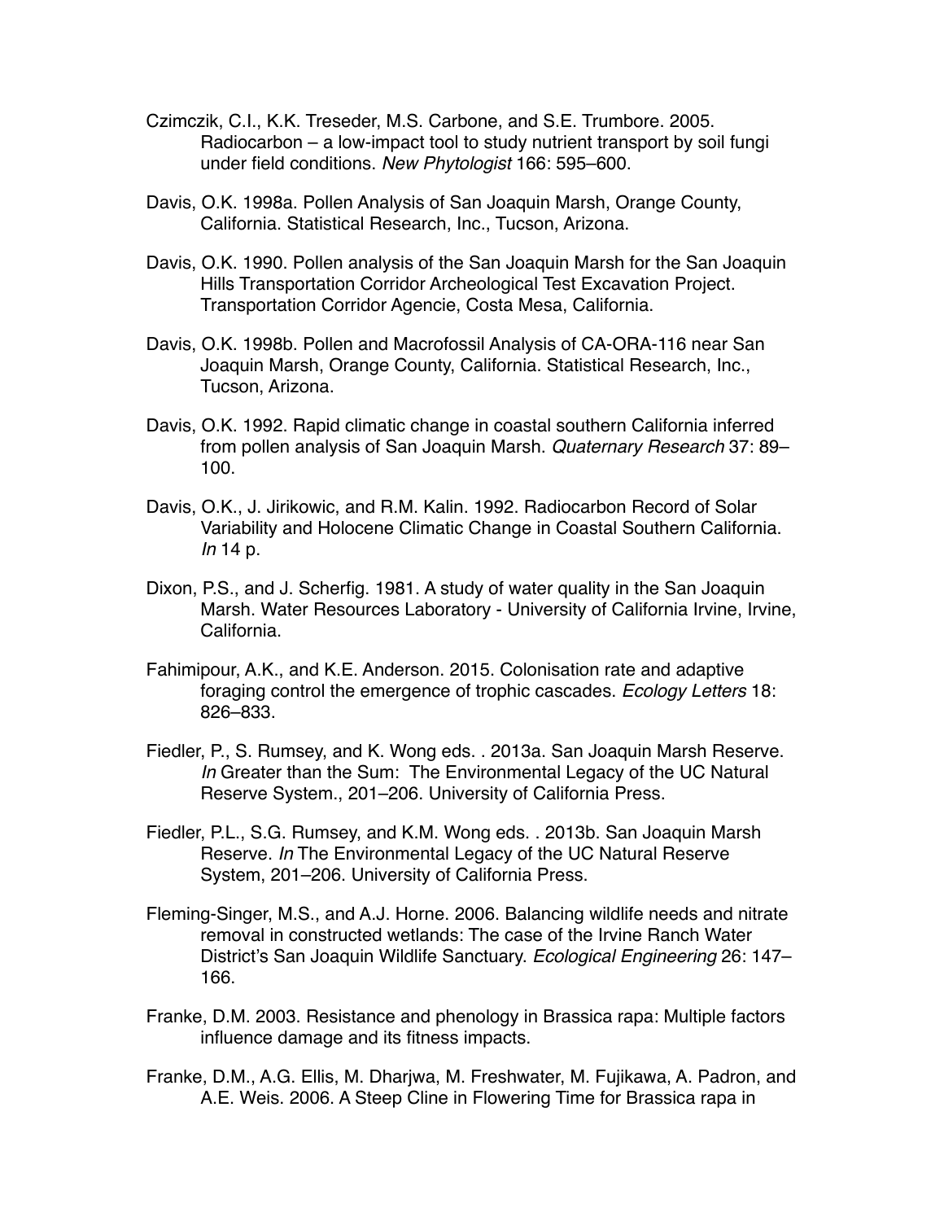Czimczik, C.I., K.K. Treseder, M.S. Carbone, and S.E. Trumbore. 2005. Radiocarbon – a low-impact tool to study nutrient transport by soil fungi under field conditions. *New Phytologist* 166: 595–600.

Davis, O.K. 1998a. Pollen Analysis of San Joaquin Marsh, Orange County, California. Statistical Research, Inc., Tucson, Arizona.

Davis, O.K. 1990. Pollen analysis of the San Joaquin Marsh for the San Joaquin Hills Transportation Corridor Archeological Test Excavation Project. Transportation Corridor Agencie, Costa Mesa, California.

Davis, O.K. 1998b. Pollen and Macrofossil Analysis of CA-ORA-116 near San Joaquin Marsh, Orange County, California. Statistical Research, Inc., Tucson, Arizona.

Davis, O.K. 1992. Rapid climatic change in coastal southern California inferred from pollen analysis of San Joaquin Marsh. *Quaternary Research* 37: 89–100.

Davis, O.K., J. Jirikowic, and R.M. Kalin. 1992. Radiocarbon Record of Solar Variability and Holocene Climatic Change in Coastal Southern California. *In* 14 p.

Dixon, P.S., and J. Scherfig. 1981. A study of water quality in the San Joaquin Marsh. Water Resources Laboratory - University of California Irvine, Irvine, California.

Fahimipour, A.K., and K.E. Anderson. 2015. Colonisation rate and adaptive foraging control the emergence of trophic cascades. *Ecology Letters* 18: 826–833.

Fiedler, P., S. Rumsey, and K. Wong eds. . 2013a. San Joaquin Marsh Reserve. *In* Greater than the Sum: The Environmental Legacy of the UC Natural Reserve System., 201–206. University of California Press.

Fiedler, P.L., S.G. Rumsey, and K.M. Wong eds. . 2013b. San Joaquin Marsh Reserve. *In* The Environmental Legacy of the UC Natural Reserve System, 201–206. University of California Press.

Fleming-Singer, M.S., and A.J. Horne. 2006. Balancing wildlife needs and nitrate removal in constructed wetlands: The case of the Irvine Ranch Water District's San Joaquin Wildlife Sanctuary. *Ecological Engineering* 26: 147–166.

Franke, D.M. 2003. Resistance and phenology in Brassica rapa: Multiple factors influence damage and its fitness impacts.

Franke, D.M., A.G. Ellis, M. Dharjwa, M. Freshwater, M. Fujikawa, A. Padron, and A.E. Weis. 2006. A Steep Cline in Flowering Time for Brassica rapa in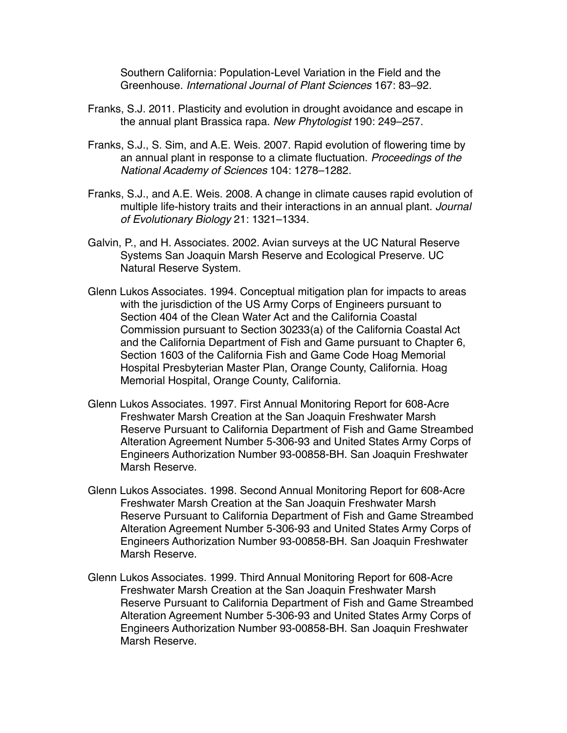Southern California: Population-Level Variation in the Field and the Greenhouse. *International Journal of Plant Sciences* 167: 83–92.

Franks, S.J. 2011. Plasticity and evolution in drought avoidance and escape in the annual plant Brassica rapa. *New Phytologist* 190: 249–257.

Franks, S.J., S. Sim, and A.E. Weis. 2007. Rapid evolution of flowering time by an annual plant in response to a climate fluctuation. *Proceedings of the National Academy of Sciences* 104: 1278–1282.

Franks, S.J., and A.E. Weis. 2008. A change in climate causes rapid evolution of multiple life-history traits and their interactions in an annual plant. *Journal of Evolutionary Biology* 21: 1321–1334.

Galvin, P., and H. Associates. 2002. Avian surveys at the UC Natural Reserve Systems San Joaquin Marsh Reserve and Ecological Preserve. UC Natural Reserve System.

Glenn Lukos Associates. 1994. Conceptual mitigation plan for impacts to areas with the jurisdiction of the US Army Corps of Engineers pursuant to Section 404 of the Clean Water Act and the California Coastal Commission pursuant to Section 30233(a) of the California Coastal Act and the California Department of Fish and Game pursuant to Chapter 6, Section 1603 of the California Fish and Game Code Hoag Memorial Hospital Presbyterian Master Plan, Orange County, California. Hoag Memorial Hospital, Orange County, California.

Glenn Lukos Associates. 1997. First Annual Monitoring Report for 608-Acre Freshwater Marsh Creation at the San Joaquin Freshwater Marsh Reserve Pursuant to California Department of Fish and Game Streambed Alteration Agreement Number 5-306-93 and United States Army Corps of Engineers Authorization Number 93-00858-BH. San Joaquin Freshwater Marsh Reserve.

Glenn Lukos Associates. 1998. Second Annual Monitoring Report for 608-Acre Freshwater Marsh Creation at the San Joaquin Freshwater Marsh Reserve Pursuant to California Department of Fish and Game Streambed Alteration Agreement Number 5-306-93 and United States Army Corps of Engineers Authorization Number 93-00858-BH. San Joaquin Freshwater Marsh Reserve.

Glenn Lukos Associates. 1999. Third Annual Monitoring Report for 608-Acre Freshwater Marsh Creation at the San Joaquin Freshwater Marsh Reserve Pursuant to California Department of Fish and Game Streambed Alteration Agreement Number 5-306-93 and United States Army Corps of Engineers Authorization Number 93-00858-BH. San Joaquin Freshwater Marsh Reserve.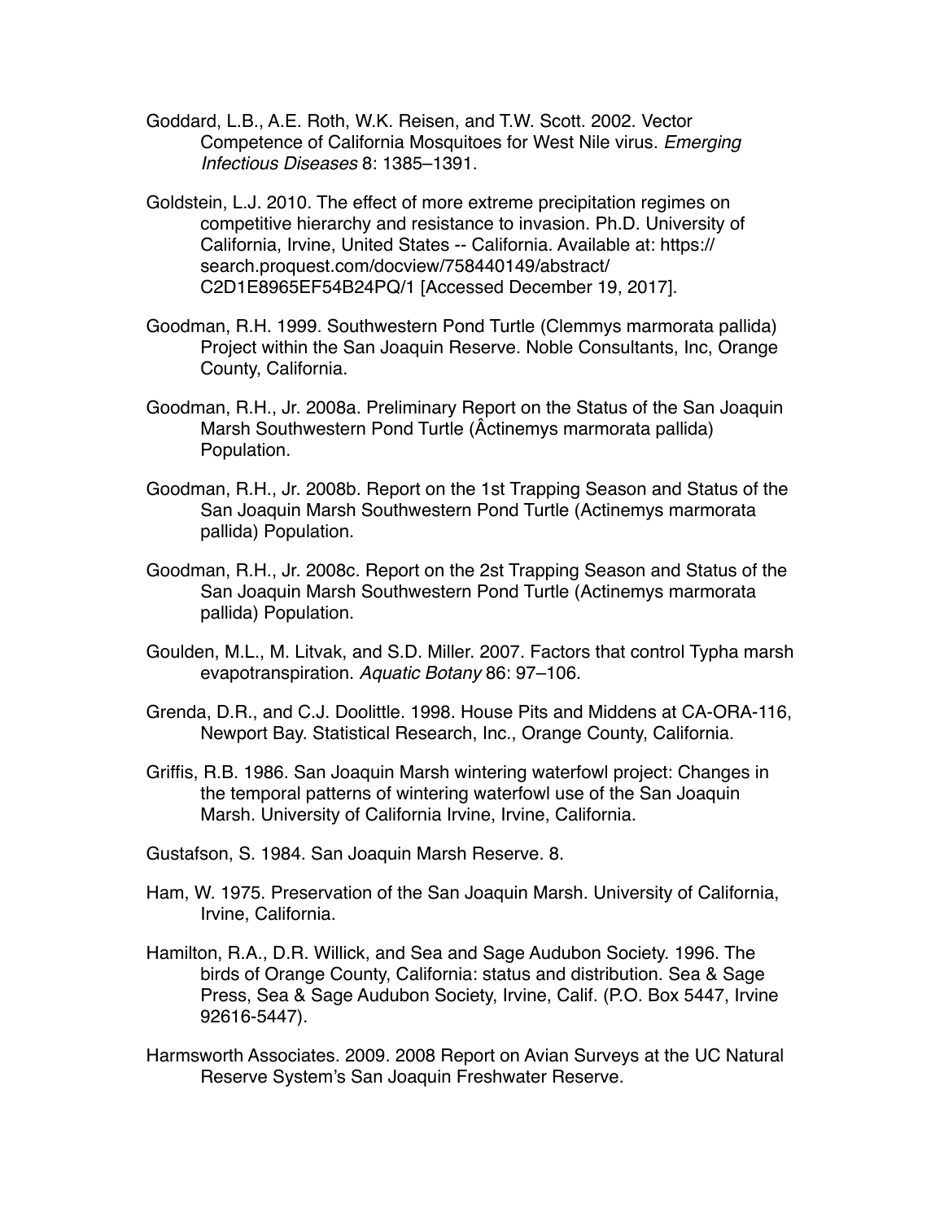Goddard, L.B., A.E. Roth, W.K. Reisen, and T.W. Scott. 2002. Vector Competence of California Mosquitoes for West Nile virus. *Emerging Infectious Diseases* 8: 1385–1391.

Goldstein, L.J. 2010. The effect of more extreme precipitation regimes on competitive hierarchy and resistance to invasion. Ph.D. University of California, Irvine, United States -- California. Available at: https://search.proquest.com/docview/758440149/abstract/C2D1E8965EF54B24PQ/1 [Accessed December 19, 2017].

Goodman, R.H. 1999. Southwestern Pond Turtle (Clemmys marmorata pallida) Project within the San Joaquin Reserve. Noble Consultants, Inc, Orange County, California.

Goodman, R.H., Jr. 2008a. Preliminary Report on the Status of the San Joaquin Marsh Southwestern Pond Turtle (Âctinemys marmorata pallida) Population.

Goodman, R.H., Jr. 2008b. Report on the 1st Trapping Season and Status of the San Joaquin Marsh Southwestern Pond Turtle (Actinemys marmorata pallida) Population.

Goodman, R.H., Jr. 2008c. Report on the 2st Trapping Season and Status of the San Joaquin Marsh Southwestern Pond Turtle (Actinemys marmorata pallida) Population.

Goulden, M.L., M. Litvak, and S.D. Miller. 2007. Factors that control Typha marsh evapotranspiration. *Aquatic Botany* 86: 97–106.

Grenda, D.R., and C.J. Doolittle. 1998. House Pits and Middens at CA-ORA-116, Newport Bay. Statistical Research, Inc., Orange County, California.

Griffis, R.B. 1986. San Joaquin Marsh wintering waterfowl project: Changes in the temporal patterns of wintering waterfowl use of the San Joaquin Marsh. University of California Irvine, Irvine, California.

Gustafson, S. 1984. San Joaquin Marsh Reserve. 8.

Ham, W. 1975. Preservation of the San Joaquin Marsh. University of California, Irvine, California.

Hamilton, R.A., D.R. Willick, and Sea and Sage Audubon Society. 1996. The birds of Orange County, California: status and distribution. Sea & Sage Press, Sea & Sage Audubon Society, Irvine, Calif. (P.O. Box 5447, Irvine 92616-5447).

Harmsworth Associates. 2009. 2008 Report on Avian Surveys at the UC Natural Reserve System's San Joaquin Freshwater Reserve.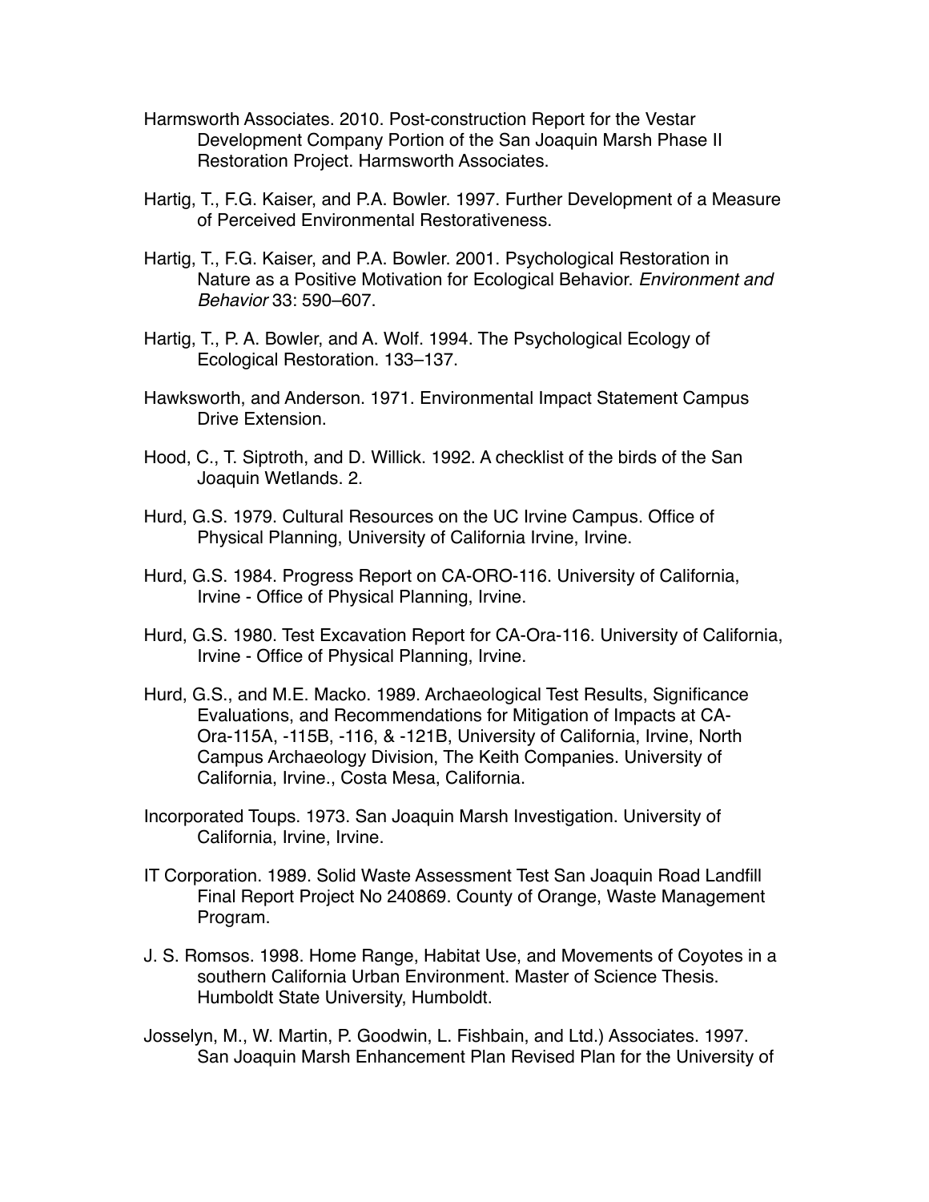Harmsworth Associates. 2010. Post-construction Report for the Vestar Development Company Portion of the San Joaquin Marsh Phase II Restoration Project. Harmsworth Associates.

Hartig, T., F.G. Kaiser, and P.A. Bowler. 1997. Further Development of a Measure of Perceived Environmental Restorativeness.

Hartig, T., F.G. Kaiser, and P.A. Bowler. 2001. Psychological Restoration in Nature as a Positive Motivation for Ecological Behavior. *Environment and Behavior* 33: 590–607.

Hartig, T., P. A. Bowler, and A. Wolf. 1994. The Psychological Ecology of Ecological Restoration. 133–137.

Hawksworth, and Anderson. 1971. Environmental Impact Statement Campus Drive Extension.

Hood, C., T. Siptroth, and D. Willick. 1992. A checklist of the birds of the San Joaquin Wetlands. 2.

Hurd, G.S. 1979. Cultural Resources on the UC Irvine Campus. Office of Physical Planning, University of California Irvine, Irvine.

Hurd, G.S. 1984. Progress Report on CA-ORO-116. University of California, Irvine - Office of Physical Planning, Irvine.

Hurd, G.S. 1980. Test Excavation Report for CA-Ora-116. University of California, Irvine - Office of Physical Planning, Irvine.

Hurd, G.S., and M.E. Macko. 1989. Archaeological Test Results, Significance Evaluations, and Recommendations for Mitigation of Impacts at CA-Ora-115A, -115B, -116, & -121B, University of California, Irvine, North Campus Archaeology Division, The Keith Companies. University of California, Irvine., Costa Mesa, California.

Incorporated Toups. 1973. San Joaquin Marsh Investigation. University of California, Irvine, Irvine.

IT Corporation. 1989. Solid Waste Assessment Test San Joaquin Road Landfill Final Report Project No 240869. County of Orange, Waste Management Program.

J. S. Romsos. 1998. Home Range, Habitat Use, and Movements of Coyotes in a southern California Urban Environment. Master of Science Thesis. Humboldt State University, Humboldt.

Josselyn, M., W. Martin, P. Goodwin, L. Fishbain, and Ltd.) Associates. 1997. San Joaquin Marsh Enhancement Plan Revised Plan for the University of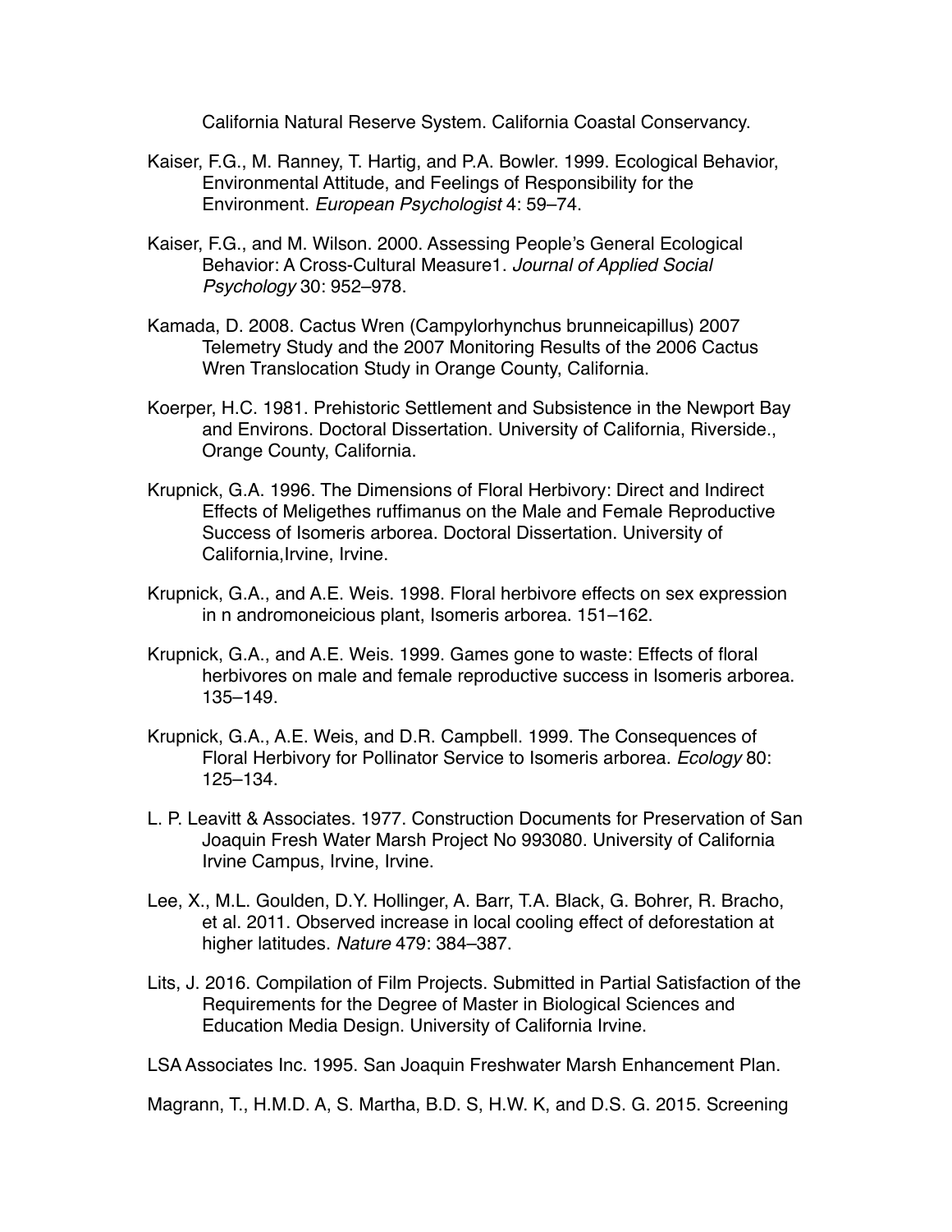California Natural Reserve System. California Coastal Conservancy.

Kaiser, F.G., M. Ranney, T. Hartig, and P.A. Bowler. 1999. Ecological Behavior, Environmental Attitude, and Feelings of Responsibility for the Environment. *European Psychologist* 4: 59–74.

Kaiser, F.G., and M. Wilson. 2000. Assessing People's General Ecological Behavior: A Cross-Cultural Measure1. *Journal of Applied Social Psychology* 30: 952–978.

Kamada, D. 2008. Cactus Wren (Campylorhynchus brunneicapillus) 2007 Telemetry Study and the 2007 Monitoring Results of the 2006 Cactus Wren Translocation Study in Orange County, California.

Koerper, H.C. 1981. Prehistoric Settlement and Subsistence in the Newport Bay and Environs. Doctoral Dissertation. University of California, Riverside., Orange County, California.

Krupnick, G.A. 1996. The Dimensions of Floral Herbivory: Direct and Indirect Effects of Meligethes ruffimanus on the Male and Female Reproductive Success of Isomeris arborea. Doctoral Dissertation. University of California,Irvine, Irvine.

Krupnick, G.A., and A.E. Weis. 1998. Floral herbivore effects on sex expression in n andromoneicious plant, Isomeris arborea. 151–162.

Krupnick, G.A., and A.E. Weis. 1999. Games gone to waste: Effects of floral herbivores on male and female reproductive success in Isomeris arborea. 135–149.

Krupnick, G.A., A.E. Weis, and D.R. Campbell. 1999. The Consequences of Floral Herbivory for Pollinator Service to Isomeris arborea. *Ecology* 80: 125–134.

L. P. Leavitt & Associates. 1977. Construction Documents for Preservation of San Joaquin Fresh Water Marsh Project No 993080. University of California Irvine Campus, Irvine, Irvine.

Lee, X., M.L. Goulden, D.Y. Hollinger, A. Barr, T.A. Black, G. Bohrer, R. Bracho, et al. 2011. Observed increase in local cooling effect of deforestation at higher latitudes. *Nature* 479: 384–387.

Lits, J. 2016. Compilation of Film Projects. Submitted in Partial Satisfaction of the Requirements for the Degree of Master in Biological Sciences and Education Media Design. University of California Irvine.

LSA Associates Inc. 1995. San Joaquin Freshwater Marsh Enhancement Plan.

Magrann, T., H.M.D. A, S. Martha, B.D. S, H.W. K, and D.S. G. 2015. Screening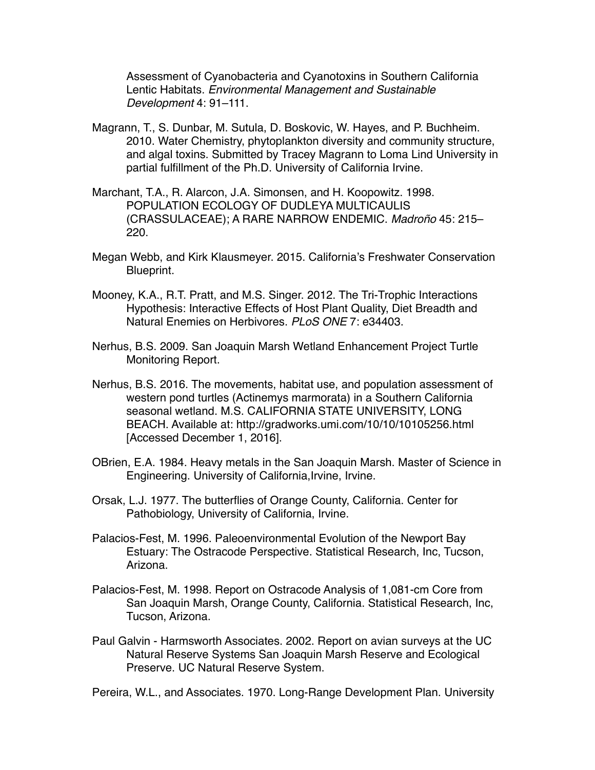Assessment of Cyanobacteria and Cyanotoxins in Southern California Lentic Habitats. *Environmental Management and Sustainable Development* 4: 91–111.

Magrann, T., S. Dunbar, M. Sutula, D. Boskovic, W. Hayes, and P. Buchheim. 2010. Water Chemistry, phytoplankton diversity and community structure, and algal toxins. Submitted by Tracey Magrann to Loma Lind University in partial fulfillment of the Ph.D. University of California Irvine.

Marchant, T.A., R. Alarcon, J.A. Simonsen, and H. Koopowitz. 1998. POPULATION ECOLOGY OF DUDLEYA MULTICAULIS (CRASSULACEAE); A RARE NARROW ENDEMIC. *Madroño* 45: 215–220.

Megan Webb, and Kirk Klausmeyer. 2015. California's Freshwater Conservation Blueprint.

Mooney, K.A., R.T. Pratt, and M.S. Singer. 2012. The Tri-Trophic Interactions Hypothesis: Interactive Effects of Host Plant Quality, Diet Breadth and Natural Enemies on Herbivores. *PLoS ONE* 7: e34403.

Nerhus, B.S. 2009. San Joaquin Marsh Wetland Enhancement Project Turtle Monitoring Report.

Nerhus, B.S. 2016. The movements, habitat use, and population assessment of western pond turtles (Actinemys marmorata) in a Southern California seasonal wetland. M.S. CALIFORNIA STATE UNIVERSITY, LONG BEACH. Available at: http://gradworks.umi.com/10/10/10105256.html [Accessed December 1, 2016].

OBrien, E.A. 1984. Heavy metals in the San Joaquin Marsh. Master of Science in Engineering. University of California,Irvine, Irvine.

Orsak, L.J. 1977. The butterflies of Orange County, California. Center for Pathobiology, University of California, Irvine.

Palacios-Fest, M. 1996. Paleoenvironmental Evolution of the Newport Bay Estuary: The Ostracode Perspective. Statistical Research, Inc, Tucson, Arizona.

Palacios-Fest, M. 1998. Report on Ostracode Analysis of 1,081-cm Core from San Joaquin Marsh, Orange County, California. Statistical Research, Inc, Tucson, Arizona.

Paul Galvin - Harmsworth Associates. 2002. Report on avian surveys at the UC Natural Reserve Systems San Joaquin Marsh Reserve and Ecological Preserve. UC Natural Reserve System.

Pereira, W.L., and Associates. 1970. Long-Range Development Plan. University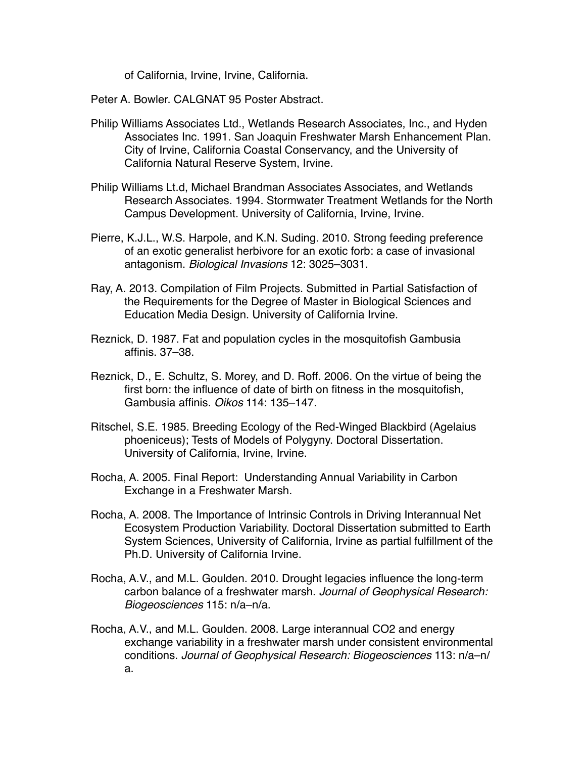of California, Irvine, Irvine, California.

Peter A. Bowler. CALGNAT 95 Poster Abstract.

Philip Williams Associates Ltd., Wetlands Research Associates, Inc., and Hyden Associates Inc. 1991. San Joaquin Freshwater Marsh Enhancement Plan. City of Irvine, California Coastal Conservancy, and the University of California Natural Reserve System, Irvine.

Philip Williams Lt.d, Michael Brandman Associates Associates, and Wetlands Research Associates. 1994. Stormwater Treatment Wetlands for the North Campus Development. University of California, Irvine, Irvine.

Pierre, K.J.L., W.S. Harpole, and K.N. Suding. 2010. Strong feeding preference of an exotic generalist herbivore for an exotic forb: a case of invasional antagonism. *Biological Invasions* 12: 3025–3031.

Ray, A. 2013. Compilation of Film Projects. Submitted in Partial Satisfaction of the Requirements for the Degree of Master in Biological Sciences and Education Media Design. University of California Irvine.

Reznick, D. 1987. Fat and population cycles in the mosquitofish Gambusia affinis. 37–38.

Reznick, D., E. Schultz, S. Morey, and D. Roff. 2006. On the virtue of being the first born: the influence of date of birth on fitness in the mosquitofish, Gambusia affinis. *Oikos* 114: 135–147.

Ritschel, S.E. 1985. Breeding Ecology of the Red-Winged Blackbird (Agelaius phoeniceus); Tests of Models of Polygyny. Doctoral Dissertation. University of California, Irvine, Irvine.

Rocha, A. 2005. Final Report: Understanding Annual Variability in Carbon Exchange in a Freshwater Marsh.

Rocha, A. 2008. The Importance of Intrinsic Controls in Driving Interannual Net Ecosystem Production Variability. Doctoral Dissertation submitted to Earth System Sciences, University of California, Irvine as partial fulfillment of the Ph.D. University of California Irvine.

Rocha, A.V., and M.L. Goulden. 2010. Drought legacies influence the long-term carbon balance of a freshwater marsh. *Journal of Geophysical Research: Biogeosciences* 115: n/a–n/a.

Rocha, A.V., and M.L. Goulden. 2008. Large interannual $CO_2$ and energy exchange variability in a freshwater marsh under consistent environmental conditions. *Journal of Geophysical Research: Biogeosciences* 113: n/a–n/a.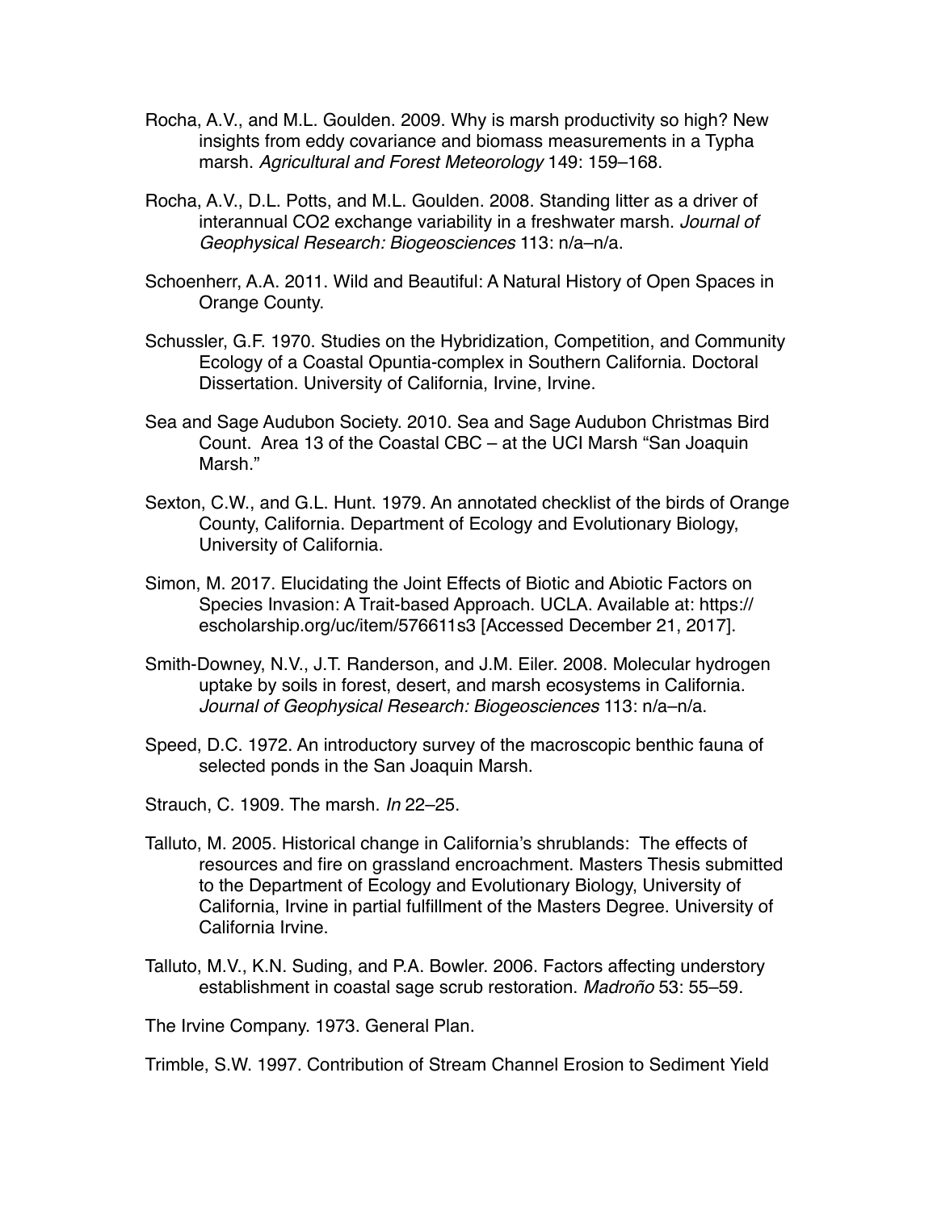Rocha, A.V., and M.L. Goulden. 2009. Why is marsh productivity so high? New insights from eddy covariance and biomass measurements in a Typha marsh. *Agricultural and Forest Meteorology* 149: 159–168.

Rocha, A.V., D.L. Potts, and M.L. Goulden. 2008. Standing litter as a driver of interannual CO2 exchange variability in a freshwater marsh. *Journal of Geophysical Research: Biogeosciences* 113: n/a–n/a.

Schoenherr, A.A. 2011. Wild and Beautiful: A Natural History of Open Spaces in Orange County.

Schussler, G.F. 1970. Studies on the Hybridization, Competition, and Community Ecology of a Coastal Opuntia-complex in Southern California. Doctoral Dissertation. University of California, Irvine, Irvine.

Sea and Sage Audubon Society. 2010. Sea and Sage Audubon Christmas Bird Count. Area 13 of the Coastal CBC – at the UCI Marsh "San Joaquin Marsh."

Sexton, C.W., and G.L. Hunt. 1979. An annotated checklist of the birds of Orange County, California. Department of Ecology and Evolutionary Biology, University of California.

Simon, M. 2017. Elucidating the Joint Effects of Biotic and Abiotic Factors on Species Invasion: A Trait-based Approach. UCLA. Available at: https://escholarship.org/uc/item/576611s3 [Accessed December 21, 2017].

Smith-Downey, N.V., J.T. Randerson, and J.M. Eiler. 2008. Molecular hydrogen uptake by soils in forest, desert, and marsh ecosystems in California. *Journal of Geophysical Research: Biogeosciences* 113: n/a–n/a.

Speed, D.C. 1972. An introductory survey of the macroscopic benthic fauna of selected ponds in the San Joaquin Marsh.

Strauch, C. 1909. The marsh. *In* 22–25.

Talluto, M. 2005. Historical change in California's shrublands: The effects of resources and fire on grassland encroachment. Masters Thesis submitted to the Department of Ecology and Evolutionary Biology, University of California, Irvine in partial fulfillment of the Masters Degree. University of California Irvine.

Talluto, M.V., K.N. Suding, and P.A. Bowler. 2006. Factors affecting understory establishment in coastal sage scrub restoration. *Madroño* 53: 55–59.

The Irvine Company. 1973. General Plan.

Trimble, S.W. 1997. Contribution of Stream Channel Erosion to Sediment Yield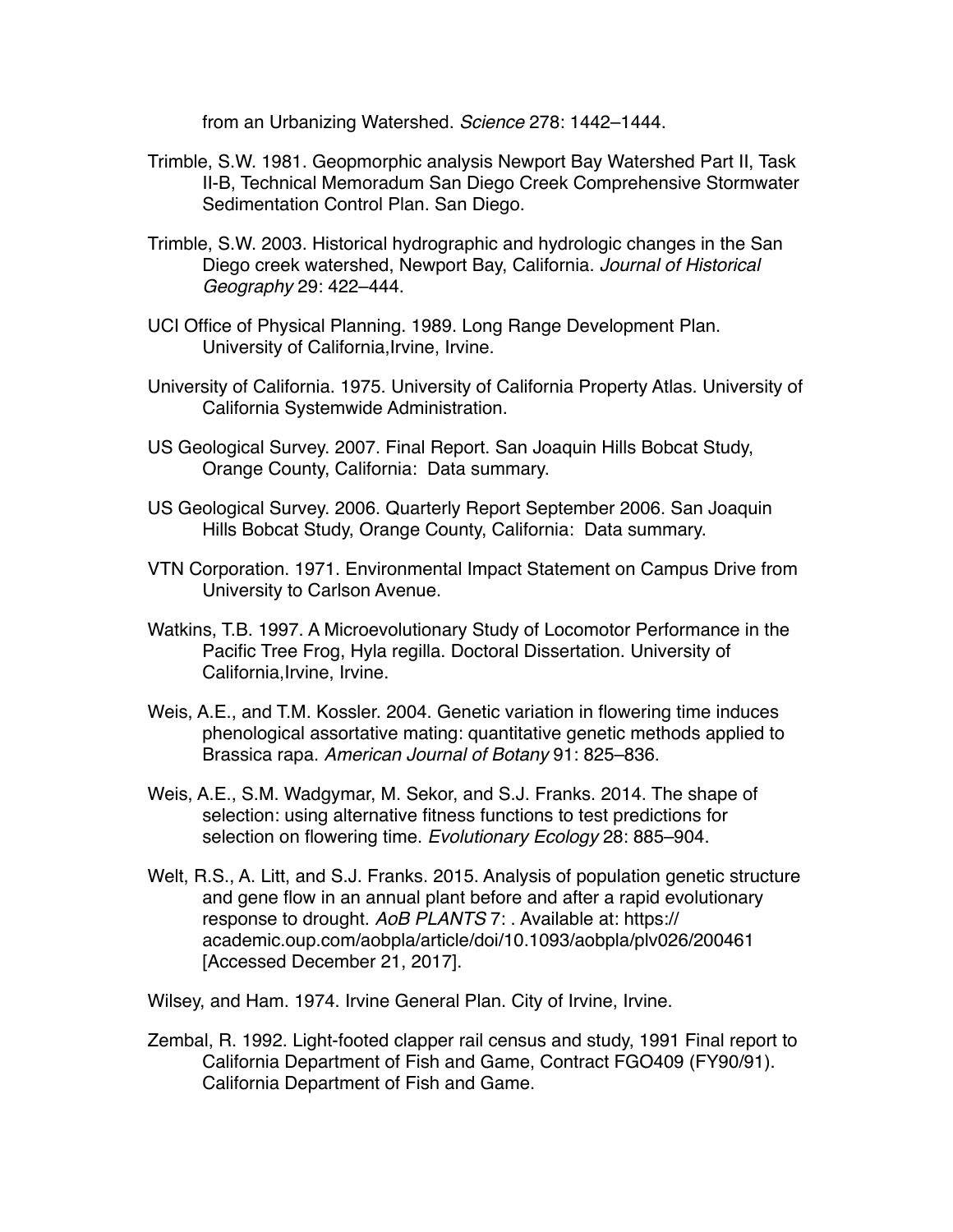from an Urbanizing Watershed. *Science* 278: 1442–1444.

Trimble, S.W. 1981. Geopmorphic analysis Newport Bay Watershed Part II, Task II-B, Technical Memoradum San Diego Creek Comprehensive Stormwater Sedimentation Control Plan. San Diego.

Trimble, S.W. 2003. Historical hydrographic and hydrologic changes in the San Diego creek watershed, Newport Bay, California. *Journal of Historical Geography* 29: 422–444.

UCI Office of Physical Planning. 1989. Long Range Development Plan. University of California,Irvine, Irvine.

University of California. 1975. University of California Property Atlas. University of California Systemwide Administration.

US Geological Survey. 2007. Final Report. San Joaquin Hills Bobcat Study, Orange County, California: Data summary.

US Geological Survey. 2006. Quarterly Report September 2006. San Joaquin Hills Bobcat Study, Orange County, California: Data summary.

VTN Corporation. 1971. Environmental Impact Statement on Campus Drive from University to Carlson Avenue.

Watkins, T.B. 1997. A Microevolutionary Study of Locomotor Performance in the Pacific Tree Frog, Hyla regilla. Doctoral Dissertation. University of California,Irvine, Irvine.

Weis, A.E., and T.M. Kossler. 2004. Genetic variation in flowering time induces phenological assortative mating: quantitative genetic methods applied to Brassica rapa. *American Journal of Botany* 91: 825–836.

Weis, A.E., S.M. Wadgymar, M. Sekor, and S.J. Franks. 2014. The shape of selection: using alternative fitness functions to test predictions for selection on flowering time. *Evolutionary Ecology* 28: 885–904.

Welt, R.S., A. Litt, and S.J. Franks. 2015. Analysis of population genetic structure and gene flow in an annual plant before and after a rapid evolutionary response to drought. *AoB PLANTS* 7: . Available at: https://academic.oup.com/aobpla/article/doi/10.1093/aobpla/plv026/200461 [Accessed December 21, 2017].

Wilsey, and Ham. 1974. Irvine General Plan. City of Irvine, Irvine.

Zembal, R. 1992. Light-footed clapper rail census and study, 1991 Final report to California Department of Fish and Game, Contract FGO409 (FY90/91). California Department of Fish and Game.